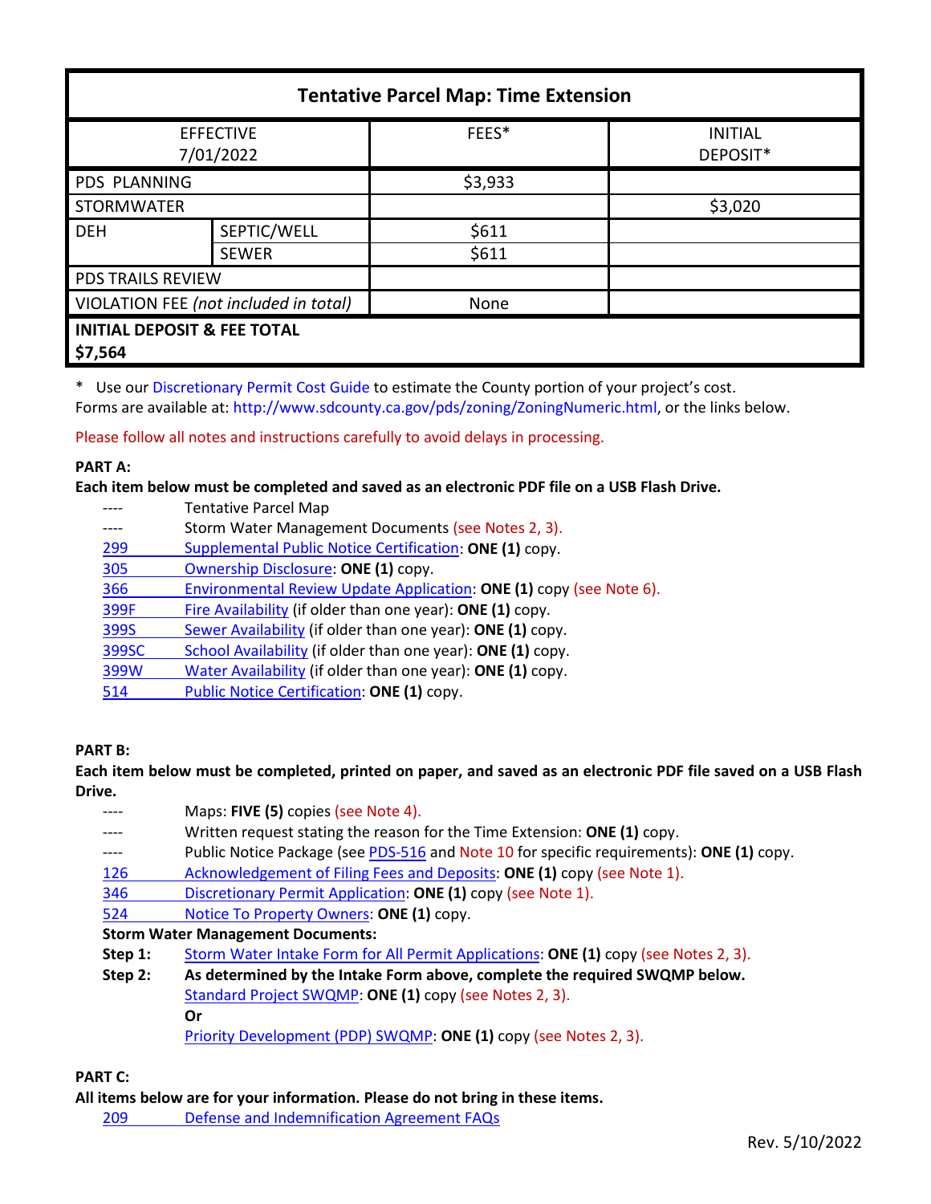| Tentative Parcel Map: Time Extension | | | |
|---|---|---|---|
| EFFECTIVE 7/01/2022 | | FEES* | INITIAL DEPOSIT* |
| PDS PLANNING | | $3,933 | |
| STORMWATER | | | $3,020 |
| DEH | SEPTIC/WELL | $611 | |
| | SEWER | $611 | |
| PDS TRAILS REVIEW | | | |
| VIOLATION FEE *(not included in total)* | | None | |
| **INITIAL DEPOSIT & FEE TOTAL $7,564** | | | |

\* Use our Discretionary Permit Cost Guide to estimate the County portion of your project's cost.
Forms are available at: http://www.sdcounty.ca.gov/pds/zoning/ZoningNumeric.html, or the links below.

Please follow all notes and instructions carefully to avoid delays in processing.

**PART A:**

**Each item below must be completed and saved as an electronic PDF file on a USB Flash Drive.**

- ---- Tentative Parcel Map
- ---- Storm Water Management Documents (see Notes 2, 3).
- 299 Supplemental Public Notice Certification: **ONE (1)** copy.
- 305 Ownership Disclosure: **ONE (1)** copy.
- 366 Environmental Review Update Application: **ONE (1)** copy (see Note 6).
- 399F Fire Availability (if older than one year): **ONE (1)** copy.
- 399S Sewer Availability (if older than one year): **ONE (1)** copy.
- 399SC School Availability (if older than one year): **ONE (1)** copy.
- 399W Water Availability (if older than one year): **ONE (1)** copy.
- 514 Public Notice Certification: **ONE (1)** copy.

**PART B:**

**Each item below must be completed, printed on paper, and saved as an electronic PDF file saved on a USB Flash Drive.**

- ---- Maps: **FIVE (5)** copies (see Note 4).
- ---- Written request stating the reason for the Time Extension: **ONE (1)** copy.
- ---- Public Notice Package (see PDS-516 and Note 10 for specific requirements): **ONE (1)** copy.
- 126 Acknowledgement of Filing Fees and Deposits: **ONE (1)** copy (see Note 1).
- 346 Discretionary Permit Application: **ONE (1)** copy (see Note 1).
- 524 Notice To Property Owners: **ONE (1)** copy.

**Storm Water Management Documents:**

**Step 1:** Storm Water Intake Form for All Permit Applications: **ONE (1)** copy (see Notes 2, 3).

**Step 2:** **As determined by the Intake Form above, complete the required SWQMP below.**
Standard Project SWQMP: **ONE (1)** copy (see Notes 2, 3).
**Or**
Priority Development (PDP) SWQMP: **ONE (1)** copy (see Notes 2, 3).

**PART C:**

**All items below are for your information. Please do not bring in these items.**

- 209 Defense and Indemnification Agreement FAQs

Rev. 5/10/2022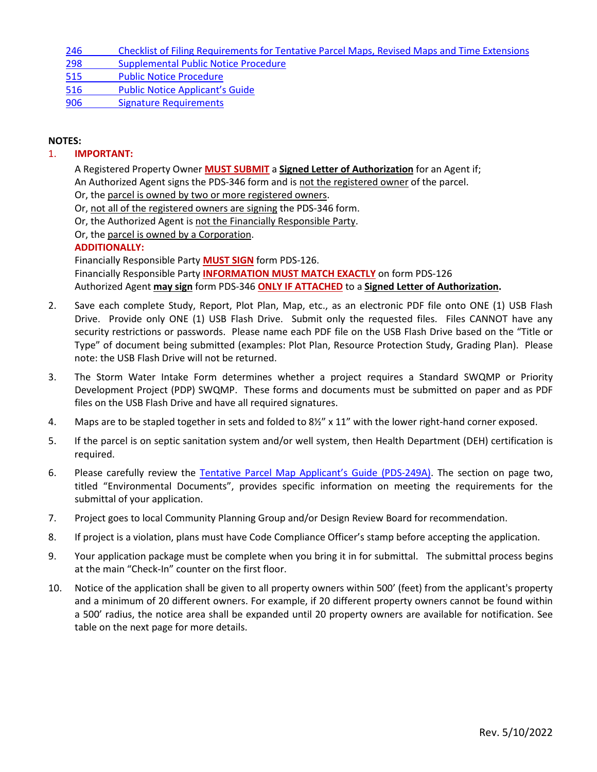[246 Checklist of Filing Requirements for Tentative Parcel Maps, Revised Maps and Time Extensions]
[298 Supplemental Public Notice Procedure]
[515 Public Notice Procedure]
[516 Public Notice Applicant's Guide]
[906 Signature Requirements]

**NOTES:**

1. **IMPORTANT:**

   A Registered Property Owner **MUST SUBMIT** a **Signed Letter of Authorization** for an Agent if;
   An Authorized Agent signs the PDS-346 form and is not the registered owner of the parcel.
   Or, the parcel is owned by two or more registered owners.
   Or, not all of the registered owners are signing the PDS-346 form.
   Or, the Authorized Agent is not the Financially Responsible Party.
   Or, the parcel is owned by a Corporation.

   **ADDITIONALLY:**
   Financially Responsible Party **MUST SIGN** form PDS-126.
   Financially Responsible Party **INFORMATION MUST MATCH EXACTLY** on form PDS-126
   Authorized Agent **may sign** form PDS-346 **ONLY IF ATTACHED** to a **Signed Letter of Authorization.**

2. Save each complete Study, Report, Plot Plan, Map, etc., as an electronic PDF file onto ONE (1) USB Flash Drive. Provide only ONE (1) USB Flash Drive. Submit only the requested files. Files CANNOT have any security restrictions or passwords. Please name each PDF file on the USB Flash Drive based on the "Title or Type" of document being submitted (examples: Plot Plan, Resource Protection Study, Grading Plan). Please note: the USB Flash Drive will not be returned.

3. The Storm Water Intake Form determines whether a project requires a Standard SWQMP or Priority Development Project (PDP) SWQMP. These forms and documents must be submitted on paper and as PDF files on the USB Flash Drive and have all required signatures.

4. Maps are to be stapled together in sets and folded to 8½" x 11" with the lower right-hand corner exposed.

5. If the parcel is on septic sanitation system and/or well system, then Health Department (DEH) certification is required.

6. Please carefully review the Tentative Parcel Map Applicant's Guide (PDS-249A). The section on page two, titled "Environmental Documents", provides specific information on meeting the requirements for the submittal of your application.

7. Project goes to local Community Planning Group and/or Design Review Board for recommendation.

8. If project is a violation, plans must have Code Compliance Officer's stamp before accepting the application.

9. Your application package must be complete when you bring it in for submittal. The submittal process begins at the main "Check-In" counter on the first floor.

10. Notice of the application shall be given to all property owners within 500' (feet) from the applicant's property and a minimum of 20 different owners. For example, if 20 different property owners cannot be found within a 500' radius, the notice area shall be expanded until 20 property owners are available for notification. See table on the next page for more details.

Rev. 5/10/2022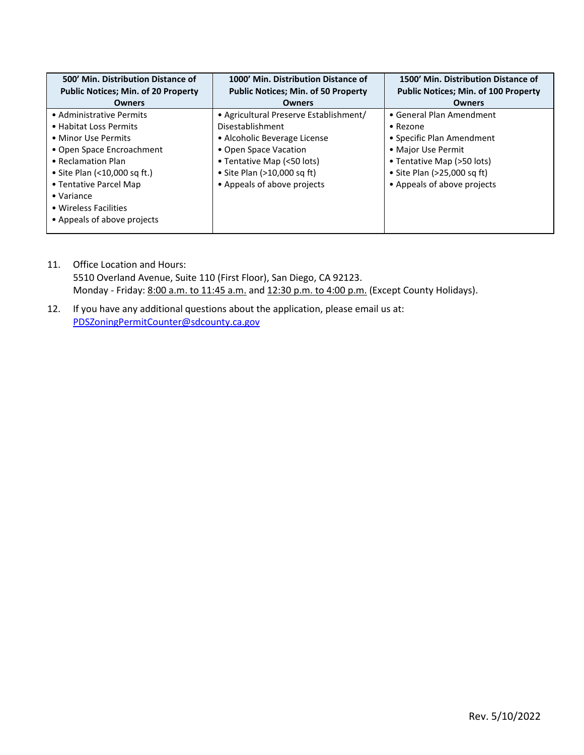| 500' Min. Distribution Distance of Public Notices; Min. of 20 Property Owners | 1000' Min. Distribution Distance of Public Notices; Min. of 50 Property Owners | 1500' Min. Distribution Distance of Public Notices; Min. of 100 Property Owners |
|---|---|---|
| • Administrative Permits<br>• Habitat Loss Permits<br>• Minor Use Permits<br>• Open Space Encroachment<br>• Reclamation Plan<br>• Site Plan (<10,000 sq ft.)<br>• Tentative Parcel Map<br>• Variance<br>• Wireless Facilities<br>• Appeals of above projects | • Agricultural Preserve Establishment/ Disestablishment<br>• Alcoholic Beverage License<br>• Open Space Vacation<br>• Tentative Map (<50 lots)<br>• Site Plan (>10,000 sq ft)<br>• Appeals of above projects | • General Plan Amendment<br>• Rezone<br>• Specific Plan Amendment<br>• Major Use Permit<br>• Tentative Map (>50 lots)<br>• Site Plan (>25,000 sq ft)<br>• Appeals of above projects |

11. Office Location and Hours:
    5510 Overland Avenue, Suite 110 (First Floor), San Diego, CA 92123.
    Monday - Friday: 8:00 a.m. to 11:45 a.m. and 12:30 p.m. to 4:00 p.m. (Except County Holidays).

12. If you have any additional questions about the application, please email us at:
    [PDSZoningPermitCounter@sdcounty.ca.gov](mailto:PDSZoningPermitCounter@sdcounty.ca.gov)

Rev. 5/10/2022